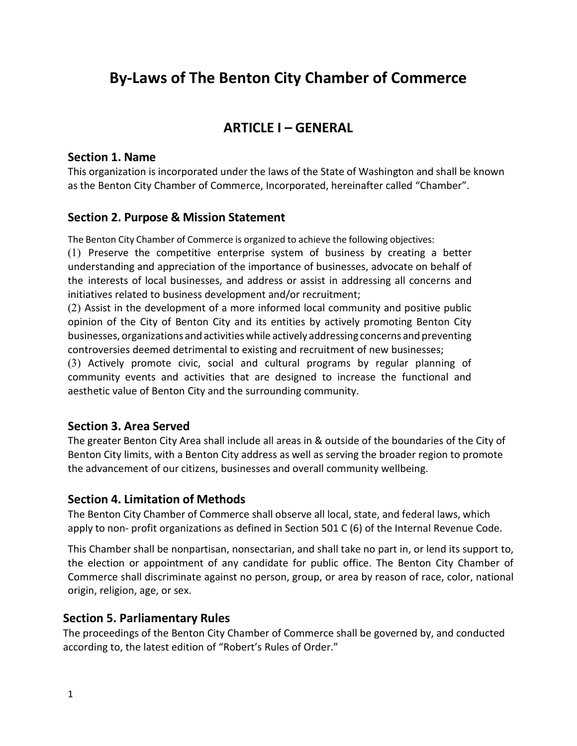# By-Laws of The Benton City Chamber of Commerce

## ARTICLE I – GENERAL

### Section 1. Name

This organization is incorporated under the laws of the State of Washington and shall be known as the Benton City Chamber of Commerce, Incorporated, hereinafter called "Chamber".

### Section 2. Purpose & Mission Statement

The Benton City Chamber of Commerce is organized to achieve the following objectives:

(1) Preserve the competitive enterprise system of business by creating a better understanding and appreciation of the importance of businesses, advocate on behalf of the interests of local businesses, and address or assist in addressing all concerns and initiatives related to business development and/or recruitment;

(2) Assist in the development of a more informed local community and positive public opinion of the City of Benton City and its entities by actively promoting Benton City businesses, organizations and activities while actively addressing concerns and preventing controversies deemed detrimental to existing and recruitment of new businesses;

(3) Actively promote civic, social and cultural programs by regular planning of community events and activities that are designed to increase the functional and aesthetic value of Benton City and the surrounding community.

### Section 3. Area Served

The greater Benton City Area shall include all areas in & outside of the boundaries of the City of Benton City limits, with a Benton City address as well as serving the broader region to promote the advancement of our citizens, businesses and overall community wellbeing.

### Section 4. Limitation of Methods

The Benton City Chamber of Commerce shall observe all local, state, and federal laws, which apply to non- profit organizations as defined in Section 501 C (6) of the Internal Revenue Code.

This Chamber shall be nonpartisan, nonsectarian, and shall take no part in, or lend its support to, the election or appointment of any candidate for public office. The Benton City Chamber of Commerce shall discriminate against no person, group, or area by reason of race, color, national origin, religion, age, or sex.

### Section 5. Parliamentary Rules

The proceedings of the Benton City Chamber of Commerce shall be governed by, and conducted according to, the latest edition of "Robert's Rules of Order."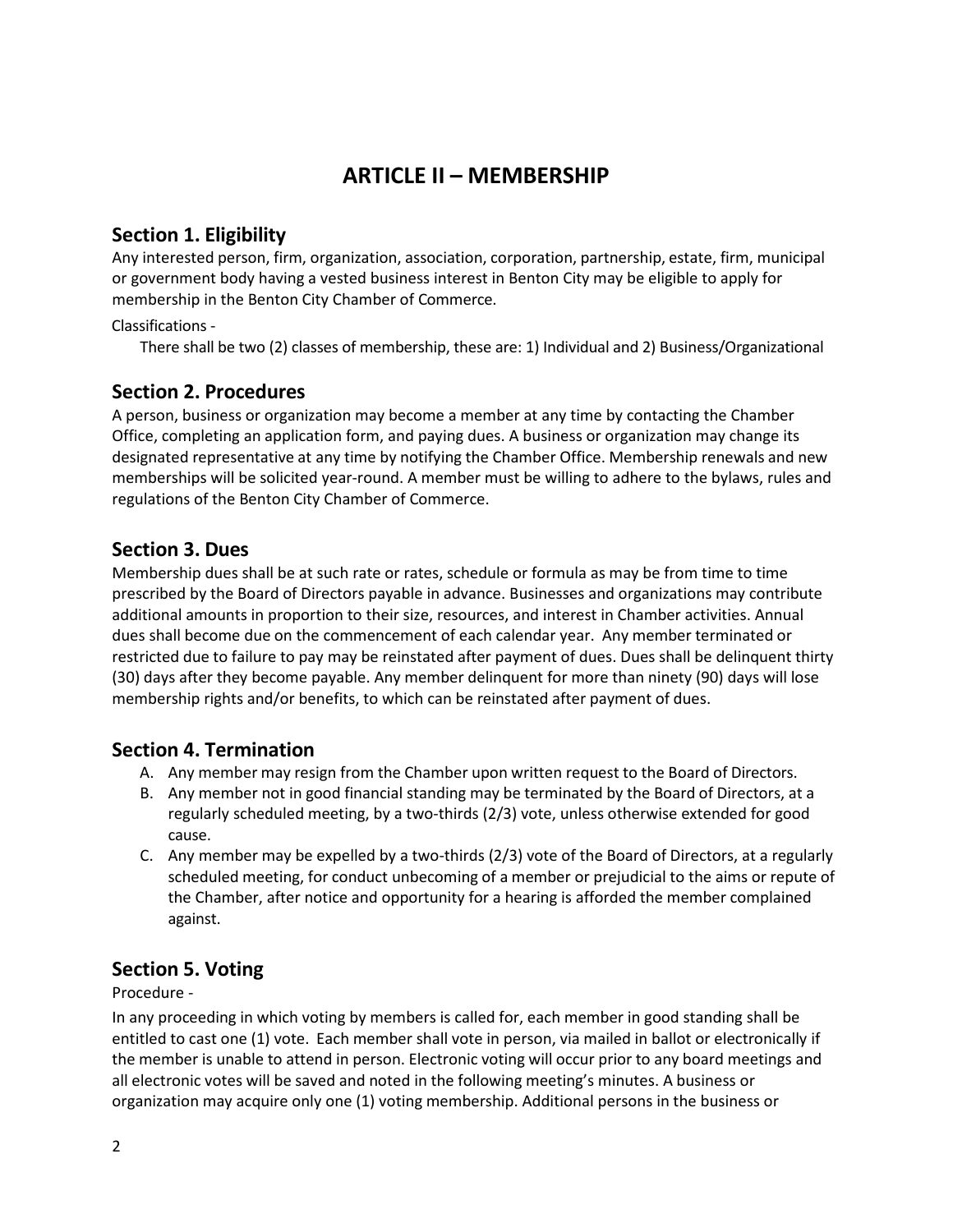# ARTICLE II – MEMBERSHIP

## Section 1. Eligibility

Any interested person, firm, organization, association, corporation, partnership, estate, firm, municipal or government body having a vested business interest in Benton City may be eligible to apply for membership in the Benton City Chamber of Commerce.

Classifications -

There shall be two (2) classes of membership, these are: 1) Individual and 2) Business/Organizational

## Section 2. Procedures

A person, business or organization may become a member at any time by contacting the Chamber Office, completing an application form, and paying dues. A business or organization may change its designated representative at any time by notifying the Chamber Office. Membership renewals and new memberships will be solicited year-round. A member must be willing to adhere to the bylaws, rules and regulations of the Benton City Chamber of Commerce.

## Section 3. Dues

Membership dues shall be at such rate or rates, schedule or formula as may be from time to time prescribed by the Board of Directors payable in advance. Businesses and organizations may contribute additional amounts in proportion to their size, resources, and interest in Chamber activities. Annual dues shall become due on the commencement of each calendar year. Any member terminated or restricted due to failure to pay may be reinstated after payment of dues. Dues shall be delinquent thirty (30) days after they become payable. Any member delinquent for more than ninety (90) days will lose membership rights and/or benefits, to which can be reinstated after payment of dues.

## Section 4. Termination

A. Any member may resign from the Chamber upon written request to the Board of Directors.
B. Any member not in good financial standing may be terminated by the Board of Directors, at a regularly scheduled meeting, by a two-thirds (2/3) vote, unless otherwise extended for good cause.
C. Any member may be expelled by a two-thirds (2/3) vote of the Board of Directors, at a regularly scheduled meeting, for conduct unbecoming of a member or prejudicial to the aims or repute of the Chamber, after notice and opportunity for a hearing is afforded the member complained against.

## Section 5. Voting

Procedure -

In any proceeding in which voting by members is called for, each member in good standing shall be entitled to cast one (1) vote. Each member shall vote in person, via mailed in ballot or electronically if the member is unable to attend in person. Electronic voting will occur prior to any board meetings and all electronic votes will be saved and noted in the following meeting's minutes. A business or organization may acquire only one (1) voting membership. Additional persons in the business or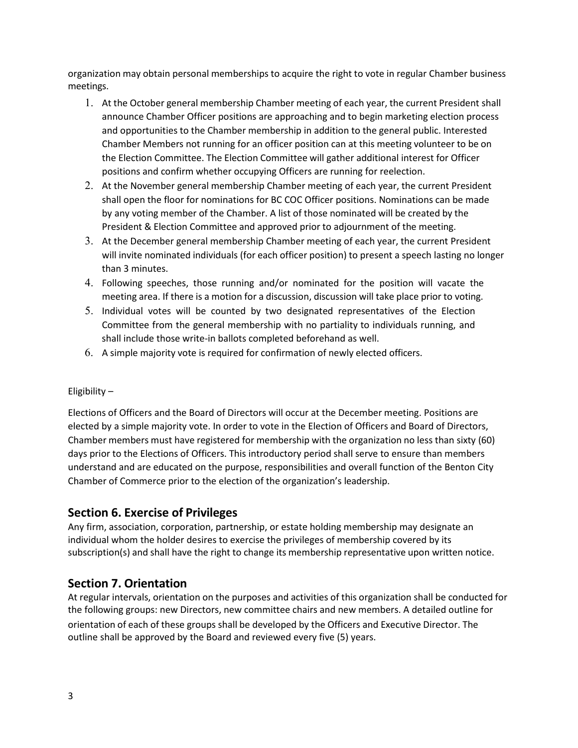organization may obtain personal memberships to acquire the right to vote in regular Chamber business meetings.

1. At the October general membership Chamber meeting of each year, the current President shall announce Chamber Officer positions are approaching and to begin marketing election process and opportunities to the Chamber membership in addition to the general public. Interested Chamber Members not running for an officer position can at this meeting volunteer to be on the Election Committee. The Election Committee will gather additional interest for Officer positions and confirm whether occupying Officers are running for reelection.
2. At the November general membership Chamber meeting of each year, the current President shall open the floor for nominations for BC COC Officer positions. Nominations can be made by any voting member of the Chamber. A list of those nominated will be created by the President & Election Committee and approved prior to adjournment of the meeting.
3. At the December general membership Chamber meeting of each year, the current President will invite nominated individuals (for each officer position) to present a speech lasting no longer than 3 minutes.
4. Following speeches, those running and/or nominated for the position will vacate the meeting area. If there is a motion for a discussion, discussion will take place prior to voting.
5. Individual votes will be counted by two designated representatives of the Election Committee from the general membership with no partiality to individuals running, and shall include those write-in ballots completed beforehand as well.
6. A simple majority vote is required for confirmation of newly elected officers.

Eligibility –

Elections of Officers and the Board of Directors will occur at the December meeting. Positions are elected by a simple majority vote. In order to vote in the Election of Officers and Board of Directors, Chamber members must have registered for membership with the organization no less than sixty (60) days prior to the Elections of Officers. This introductory period shall serve to ensure than members understand and are educated on the purpose, responsibilities and overall function of the Benton City Chamber of Commerce prior to the election of the organization's leadership.

## Section 6. Exercise of Privileges

Any firm, association, corporation, partnership, or estate holding membership may designate an individual whom the holder desires to exercise the privileges of membership covered by its subscription(s) and shall have the right to change its membership representative upon written notice.

## Section 7. Orientation

At regular intervals, orientation on the purposes and activities of this organization shall be conducted for the following groups: new Directors, new committee chairs and new members. A detailed outline for orientation of each of these groups shall be developed by the Officers and Executive Director. The outline shall be approved by the Board and reviewed every five (5) years.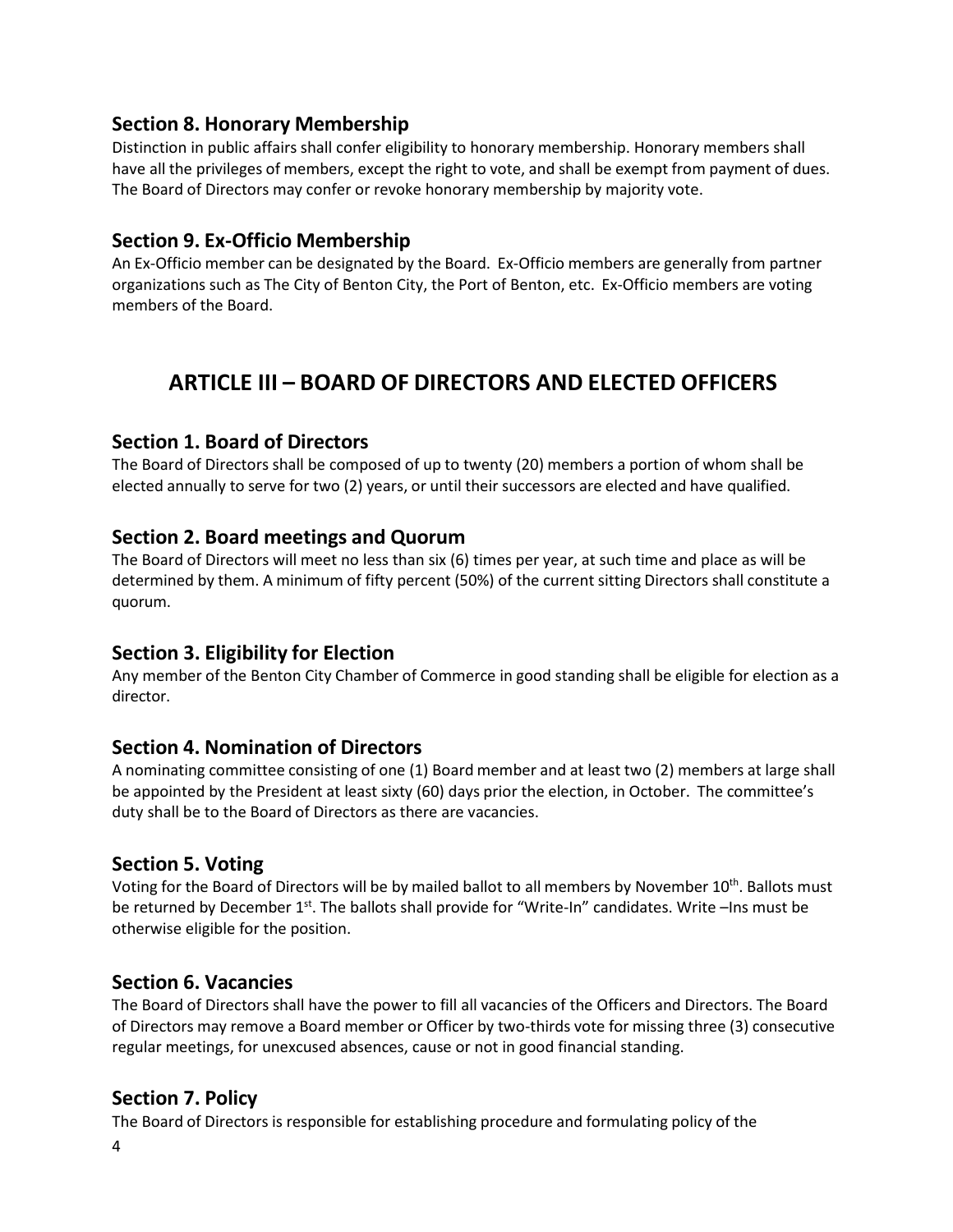### Section 8. Honorary Membership

Distinction in public affairs shall confer eligibility to honorary membership. Honorary members shall have all the privileges of members, except the right to vote, and shall be exempt from payment of dues. The Board of Directors may confer or revoke honorary membership by majority vote.

### Section 9. Ex-Officio Membership

An Ex-Officio member can be designated by the Board. Ex-Officio members are generally from partner organizations such as The City of Benton City, the Port of Benton, etc. Ex-Officio members are voting members of the Board.

## ARTICLE III – BOARD OF DIRECTORS AND ELECTED OFFICERS

### Section 1. Board of Directors

The Board of Directors shall be composed of up to twenty (20) members a portion of whom shall be elected annually to serve for two (2) years, or until their successors are elected and have qualified.

### Section 2. Board meetings and Quorum

The Board of Directors will meet no less than six (6) times per year, at such time and place as will be determined by them. A minimum of fifty percent (50%) of the current sitting Directors shall constitute a quorum.

### Section 3. Eligibility for Election

Any member of the Benton City Chamber of Commerce in good standing shall be eligible for election as a director.

### Section 4. Nomination of Directors

A nominating committee consisting of one (1) Board member and at least two (2) members at large shall be appointed by the President at least sixty (60) days prior the election, in October. The committee's duty shall be to the Board of Directors as there are vacancies.

### Section 5. Voting

Voting for the Board of Directors will be by mailed ballot to all members by November 10th. Ballots must be returned by December 1st. The ballots shall provide for "Write-In" candidates. Write –Ins must be otherwise eligible for the position.

### Section 6. Vacancies

The Board of Directors shall have the power to fill all vacancies of the Officers and Directors. The Board of Directors may remove a Board member or Officer by two-thirds vote for missing three (3) consecutive regular meetings, for unexcused absences, cause or not in good financial standing.

### Section 7. Policy

The Board of Directors is responsible for establishing procedure and formulating policy of the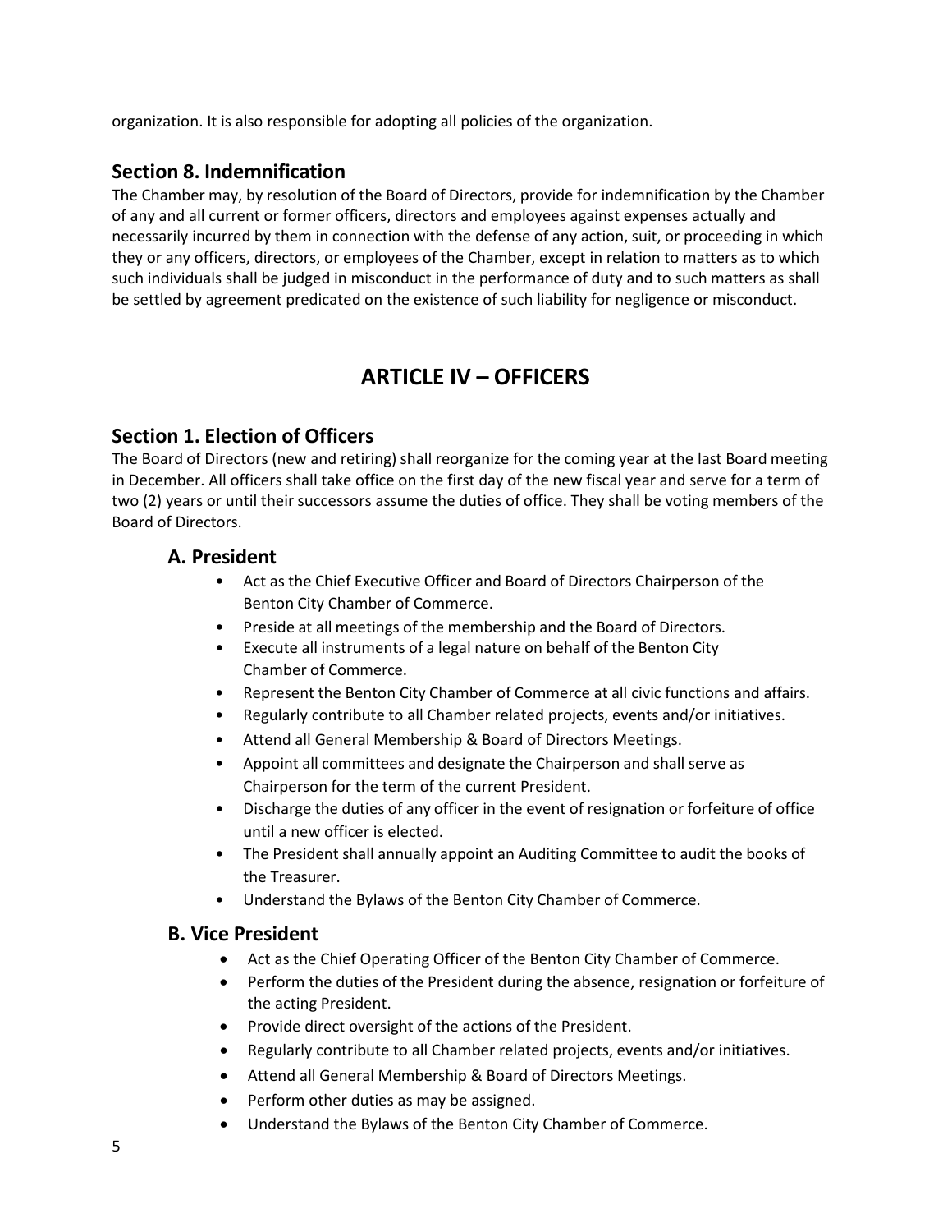organization. It is also responsible for adopting all policies of the organization.

## Section 8. Indemnification

The Chamber may, by resolution of the Board of Directors, provide for indemnification by the Chamber of any and all current or former officers, directors and employees against expenses actually and necessarily incurred by them in connection with the defense of any action, suit, or proceeding in which they or any officers, directors, or employees of the Chamber, except in relation to matters as to which such individuals shall be judged in misconduct in the performance of duty and to such matters as shall be settled by agreement predicated on the existence of such liability for negligence or misconduct.

# ARTICLE IV – OFFICERS

## Section 1. Election of Officers

The Board of Directors (new and retiring) shall reorganize for the coming year at the last Board meeting in December. All officers shall take office on the first day of the new fiscal year and serve for a term of two (2) years or until their successors assume the duties of office. They shall be voting members of the Board of Directors.

### A. President

- Act as the Chief Executive Officer and Board of Directors Chairperson of the Benton City Chamber of Commerce.
- Preside at all meetings of the membership and the Board of Directors.
- Execute all instruments of a legal nature on behalf of the Benton City Chamber of Commerce.
- Represent the Benton City Chamber of Commerce at all civic functions and affairs.
- Regularly contribute to all Chamber related projects, events and/or initiatives.
- Attend all General Membership & Board of Directors Meetings.
- Appoint all committees and designate the Chairperson and shall serve as Chairperson for the term of the current President.
- Discharge the duties of any officer in the event of resignation or forfeiture of office until a new officer is elected.
- The President shall annually appoint an Auditing Committee to audit the books of the Treasurer.
- Understand the Bylaws of the Benton City Chamber of Commerce.

### B. Vice President

- Act as the Chief Operating Officer of the Benton City Chamber of Commerce.
- Perform the duties of the President during the absence, resignation or forfeiture of the acting President.
- Provide direct oversight of the actions of the President.
- Regularly contribute to all Chamber related projects, events and/or initiatives.
- Attend all General Membership & Board of Directors Meetings.
- Perform other duties as may be assigned.
- Understand the Bylaws of the Benton City Chamber of Commerce.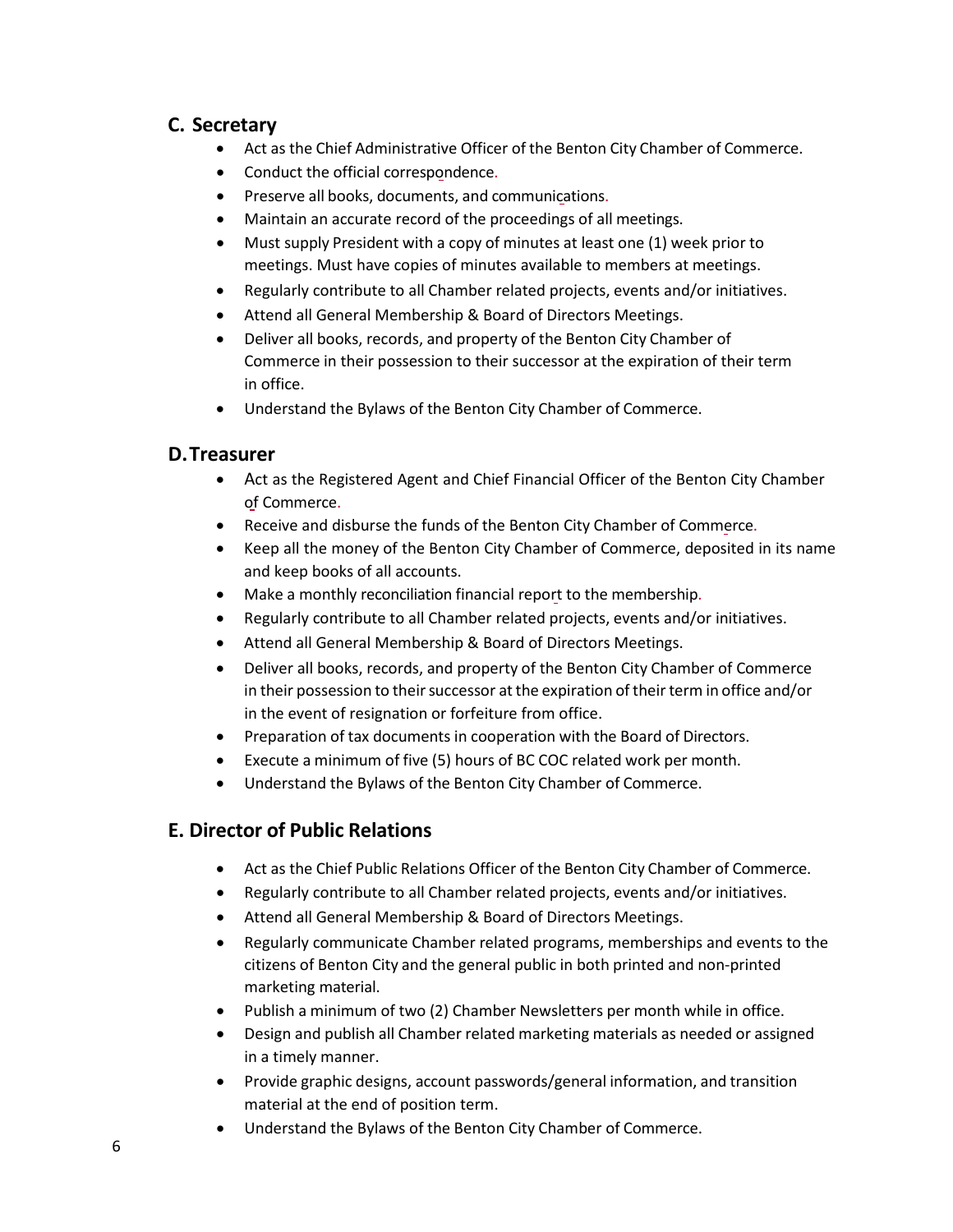## C. Secretary

- Act as the Chief Administrative Officer of the Benton City Chamber of Commerce.
- Conduct the official correspondence.
- Preserve all books, documents, and communications.
- Maintain an accurate record of the proceedings of all meetings.
- Must supply President with a copy of minutes at least one (1) week prior to meetings. Must have copies of minutes available to members at meetings.
- Regularly contribute to all Chamber related projects, events and/or initiatives.
- Attend all General Membership & Board of Directors Meetings.
- Deliver all books, records, and property of the Benton City Chamber of Commerce in their possession to their successor at the expiration of their term in office.
- Understand the Bylaws of the Benton City Chamber of Commerce.

## D. Treasurer

- Act as the Registered Agent and Chief Financial Officer of the Benton City Chamber of Commerce.
- Receive and disburse the funds of the Benton City Chamber of Commerce.
- Keep all the money of the Benton City Chamber of Commerce, deposited in its name and keep books of all accounts.
- Make a monthly reconciliation financial report to the membership.
- Regularly contribute to all Chamber related projects, events and/or initiatives.
- Attend all General Membership & Board of Directors Meetings.
- Deliver all books, records, and property of the Benton City Chamber of Commerce in their possession to their successor at the expiration of their term in office and/or in the event of resignation or forfeiture from office.
- Preparation of tax documents in cooperation with the Board of Directors.
- Execute a minimum of five (5) hours of BC COC related work per month.
- Understand the Bylaws of the Benton City Chamber of Commerce.

## E. Director of Public Relations

- Act as the Chief Public Relations Officer of the Benton City Chamber of Commerce.
- Regularly contribute to all Chamber related projects, events and/or initiatives.
- Attend all General Membership & Board of Directors Meetings.
- Regularly communicate Chamber related programs, memberships and events to the citizens of Benton City and the general public in both printed and non-printed marketing material.
- Publish a minimum of two (2) Chamber Newsletters per month while in office.
- Design and publish all Chamber related marketing materials as needed or assigned in a timely manner.
- Provide graphic designs, account passwords/general information, and transition material at the end of position term.
- Understand the Bylaws of the Benton City Chamber of Commerce.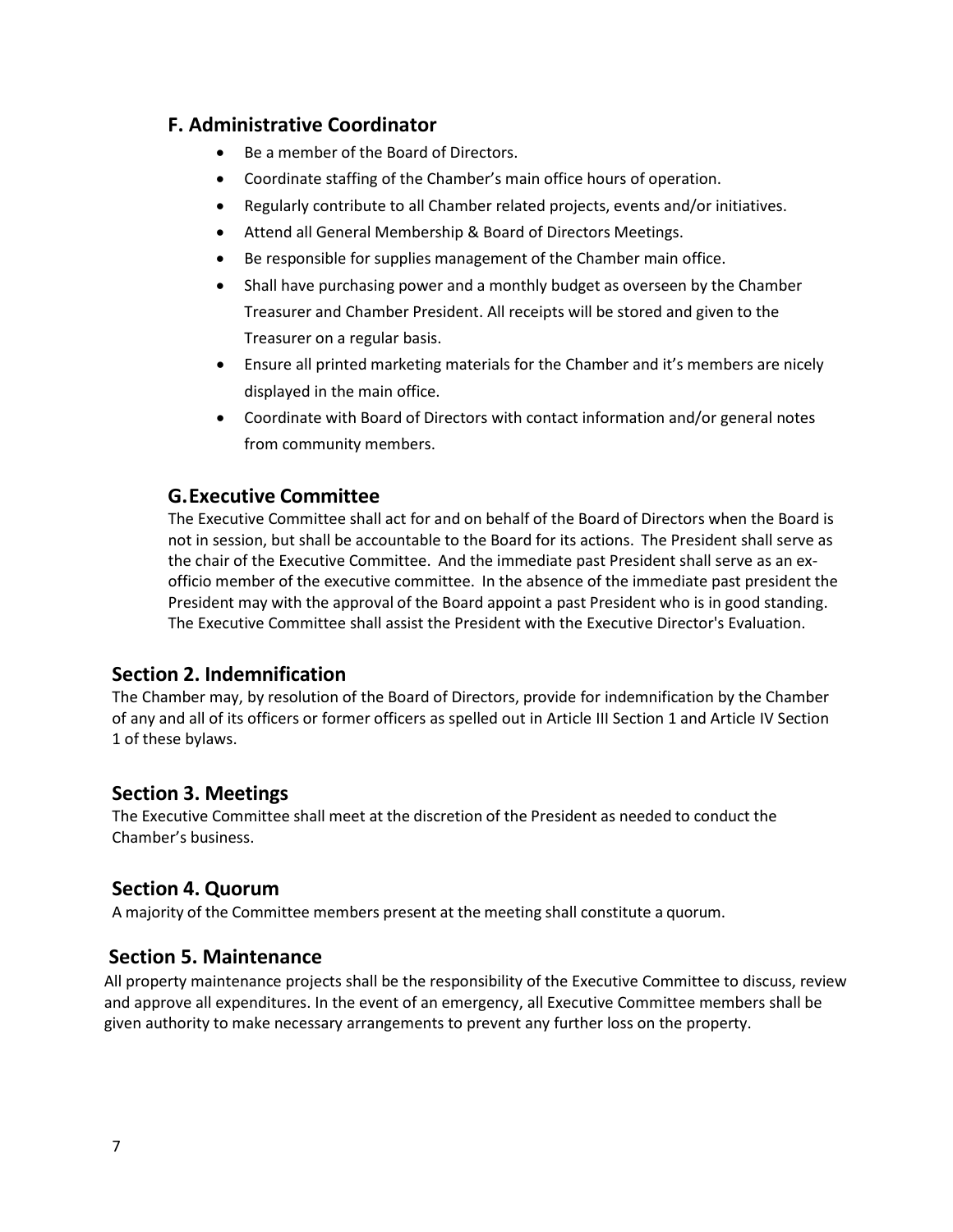### F. Administrative Coordinator

- Be a member of the Board of Directors.
- Coordinate staffing of the Chamber's main office hours of operation.
- Regularly contribute to all Chamber related projects, events and/or initiatives.
- Attend all General Membership & Board of Directors Meetings.
- Be responsible for supplies management of the Chamber main office.
- Shall have purchasing power and a monthly budget as overseen by the Chamber Treasurer and Chamber President. All receipts will be stored and given to the Treasurer on a regular basis.
- Ensure all printed marketing materials for the Chamber and it's members are nicely displayed in the main office.
- Coordinate with Board of Directors with contact information and/or general notes from community members.

### G. Executive Committee

The Executive Committee shall act for and on behalf of the Board of Directors when the Board is not in session, but shall be accountable to the Board for its actions. The President shall serve as the chair of the Executive Committee. And the immediate past President shall serve as an ex-officio member of the executive committee. In the absence of the immediate past president the President may with the approval of the Board appoint a past President who is in good standing. The Executive Committee shall assist the President with the Executive Director's Evaluation.

## Section 2. Indemnification

The Chamber may, by resolution of the Board of Directors, provide for indemnification by the Chamber of any and all of its officers or former officers as spelled out in Article III Section 1 and Article IV Section 1 of these bylaws.

## Section 3. Meetings

The Executive Committee shall meet at the discretion of the President as needed to conduct the Chamber's business.

## Section 4. Quorum

A majority of the Committee members present at the meeting shall constitute a quorum.

## Section 5. Maintenance

All property maintenance projects shall be the responsibility of the Executive Committee to discuss, review and approve all expenditures. In the event of an emergency, all Executive Committee members shall be given authority to make necessary arrangements to prevent any further loss on the property.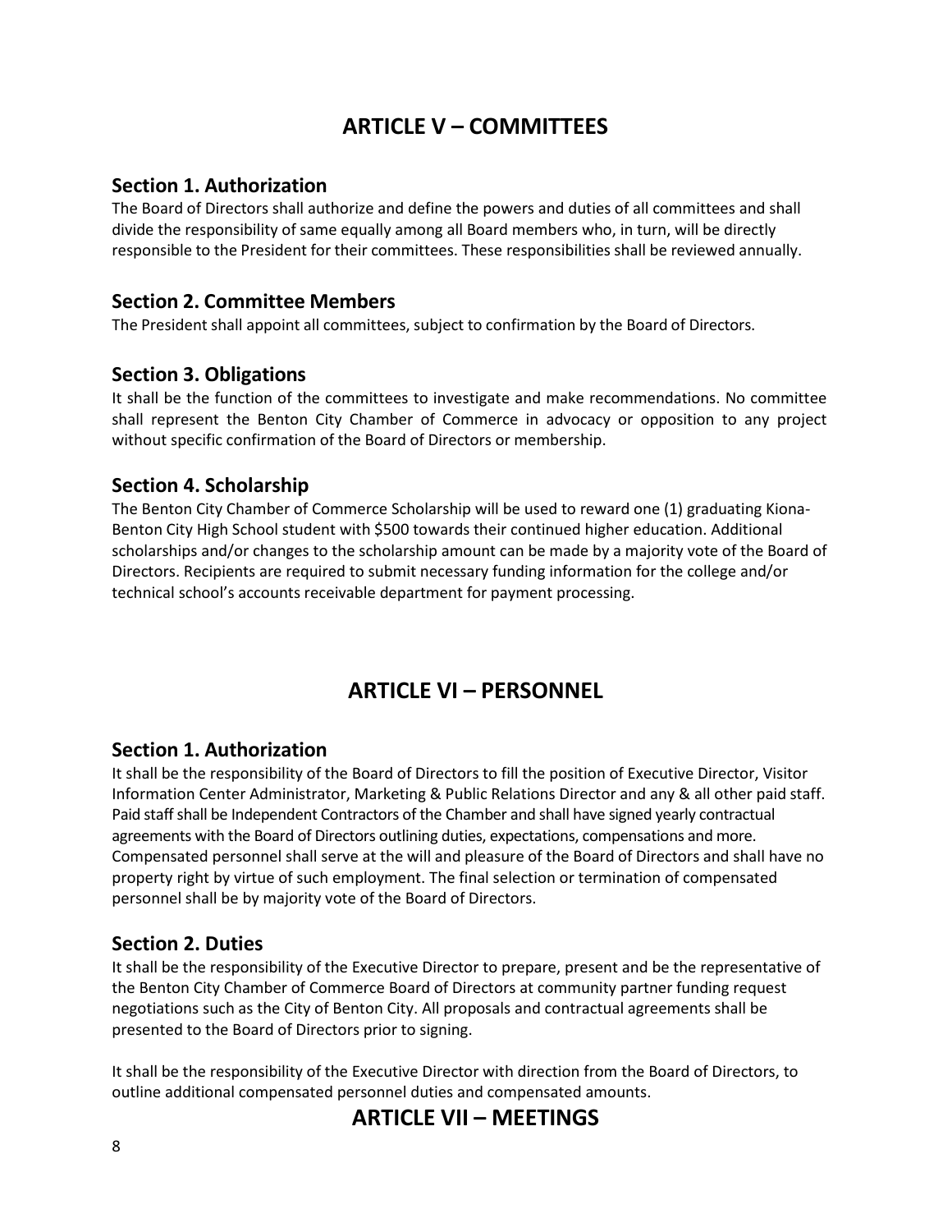# ARTICLE V – COMMITTEES

## Section 1. Authorization

The Board of Directors shall authorize and define the powers and duties of all committees and shall divide the responsibility of same equally among all Board members who, in turn, will be directly responsible to the President for their committees. These responsibilities shall be reviewed annually.

## Section 2. Committee Members

The President shall appoint all committees, subject to confirmation by the Board of Directors.

## Section 3. Obligations

It shall be the function of the committees to investigate and make recommendations. No committee shall represent the Benton City Chamber of Commerce in advocacy or opposition to any project without specific confirmation of the Board of Directors or membership.

## Section 4. Scholarship

The Benton City Chamber of Commerce Scholarship will be used to reward one (1) graduating Kiona-Benton City High School student with $500 towards their continued higher education. Additional scholarships and/or changes to the scholarship amount can be made by a majority vote of the Board of Directors. Recipients are required to submit necessary funding information for the college and/or technical school's accounts receivable department for payment processing.

# ARTICLE VI – PERSONNEL

## Section 1. Authorization

It shall be the responsibility of the Board of Directors to fill the position of Executive Director, Visitor Information Center Administrator, Marketing & Public Relations Director and any & all other paid staff. Paid staff shall be Independent Contractors of the Chamber and shall have signed yearly contractual agreements with the Board of Directors outlining duties, expectations, compensations and more. Compensated personnel shall serve at the will and pleasure of the Board of Directors and shall have no property right by virtue of such employment. The final selection or termination of compensated personnel shall be by majority vote of the Board of Directors.

## Section 2. Duties

It shall be the responsibility of the Executive Director to prepare, present and be the representative of the Benton City Chamber of Commerce Board of Directors at community partner funding request negotiations such as the City of Benton City. All proposals and contractual agreements shall be presented to the Board of Directors prior to signing.

It shall be the responsibility of the Executive Director with direction from the Board of Directors, to outline additional compensated personnel duties and compensated amounts.

# ARTICLE VII – MEETINGS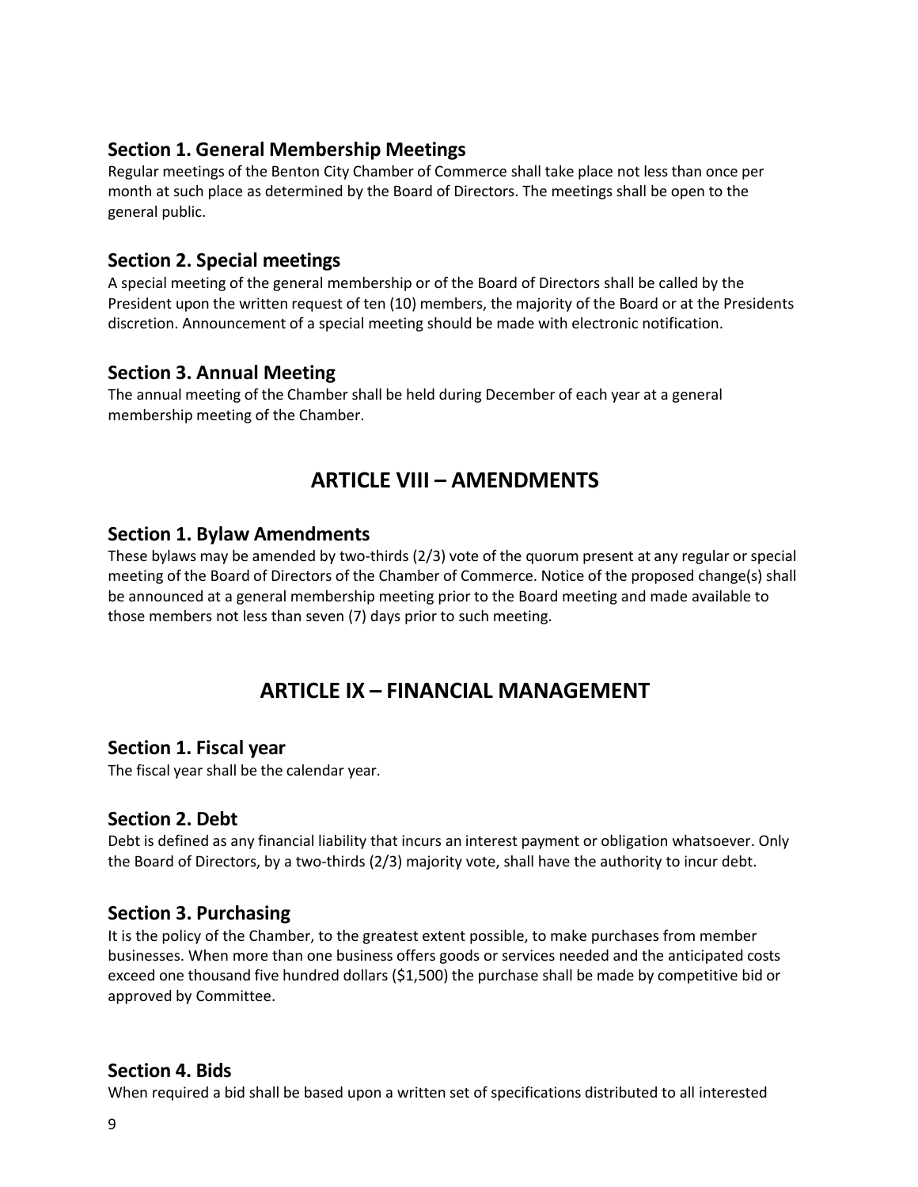### Section 1. General Membership Meetings

Regular meetings of the Benton City Chamber of Commerce shall take place not less than once per month at such place as determined by the Board of Directors. The meetings shall be open to the general public.

### Section 2. Special meetings

A special meeting of the general membership or of the Board of Directors shall be called by the President upon the written request of ten (10) members, the majority of the Board or at the Presidents discretion. Announcement of a special meeting should be made with electronic notification.

### Section 3. Annual Meeting

The annual meeting of the Chamber shall be held during December of each year at a general membership meeting of the Chamber.

## ARTICLE VIII – AMENDMENTS

### Section 1. Bylaw Amendments

These bylaws may be amended by two-thirds (2/3) vote of the quorum present at any regular or special meeting of the Board of Directors of the Chamber of Commerce. Notice of the proposed change(s) shall be announced at a general membership meeting prior to the Board meeting and made available to those members not less than seven (7) days prior to such meeting.

## ARTICLE IX – FINANCIAL MANAGEMENT

### Section 1. Fiscal year

The fiscal year shall be the calendar year.

### Section 2. Debt

Debt is defined as any financial liability that incurs an interest payment or obligation whatsoever. Only the Board of Directors, by a two-thirds (2/3) majority vote, shall have the authority to incur debt.

### Section 3. Purchasing

It is the policy of the Chamber, to the greatest extent possible, to make purchases from member businesses. When more than one business offers goods or services needed and the anticipated costs exceed one thousand five hundred dollars ($1,500) the purchase shall be made by competitive bid or approved by Committee.

### Section 4. Bids

When required a bid shall be based upon a written set of specifications distributed to all interested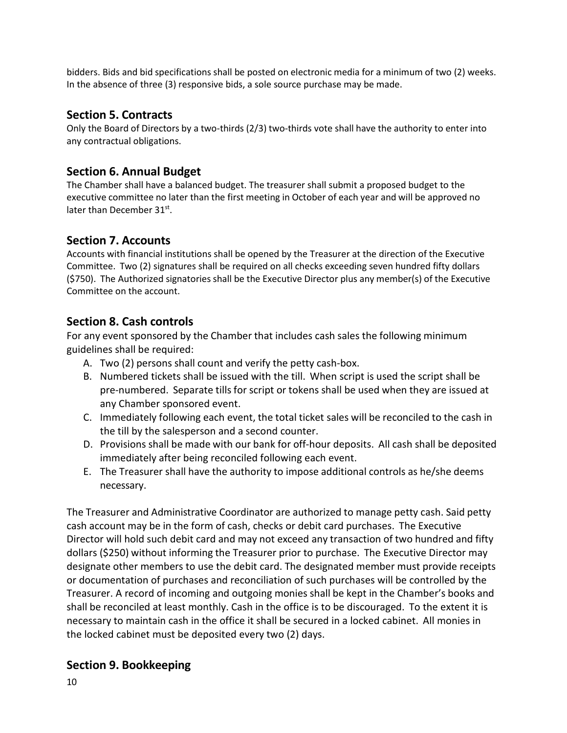bidders. Bids and bid specifications shall be posted on electronic media for a minimum of two (2) weeks. In the absence of three (3) responsive bids, a sole source purchase may be made.

## Section 5. Contracts

Only the Board of Directors by a two-thirds (2/3) two-thirds vote shall have the authority to enter into any contractual obligations.

## Section 6. Annual Budget

The Chamber shall have a balanced budget. The treasurer shall submit a proposed budget to the executive committee no later than the first meeting in October of each year and will be approved no later than December 31st.

## Section 7. Accounts

Accounts with financial institutions shall be opened by the Treasurer at the direction of the Executive Committee. Two (2) signatures shall be required on all checks exceeding seven hundred fifty dollars ($750). The Authorized signatories shall be the Executive Director plus any member(s) of the Executive Committee on the account.

## Section 8. Cash controls

For any event sponsored by the Chamber that includes cash sales the following minimum guidelines shall be required:

A. Two (2) persons shall count and verify the petty cash-box.
B. Numbered tickets shall be issued with the till. When script is used the script shall be pre-numbered. Separate tills for script or tokens shall be used when they are issued at any Chamber sponsored event.
C. Immediately following each event, the total ticket sales will be reconciled to the cash in the till by the salesperson and a second counter.
D. Provisions shall be made with our bank for off-hour deposits. All cash shall be deposited immediately after being reconciled following each event.
E. The Treasurer shall have the authority to impose additional controls as he/she deems necessary.

The Treasurer and Administrative Coordinator are authorized to manage petty cash. Said petty cash account may be in the form of cash, checks or debit card purchases. The Executive Director will hold such debit card and may not exceed any transaction of two hundred and fifty dollars ($250) without informing the Treasurer prior to purchase. The Executive Director may designate other members to use the debit card. The designated member must provide receipts or documentation of purchases and reconciliation of such purchases will be controlled by the Treasurer. A record of incoming and outgoing monies shall be kept in the Chamber's books and shall be reconciled at least monthly. Cash in the office is to be discouraged. To the extent it is necessary to maintain cash in the office it shall be secured in a locked cabinet. All monies in the locked cabinet must be deposited every two (2) days.

## Section 9. Bookkeeping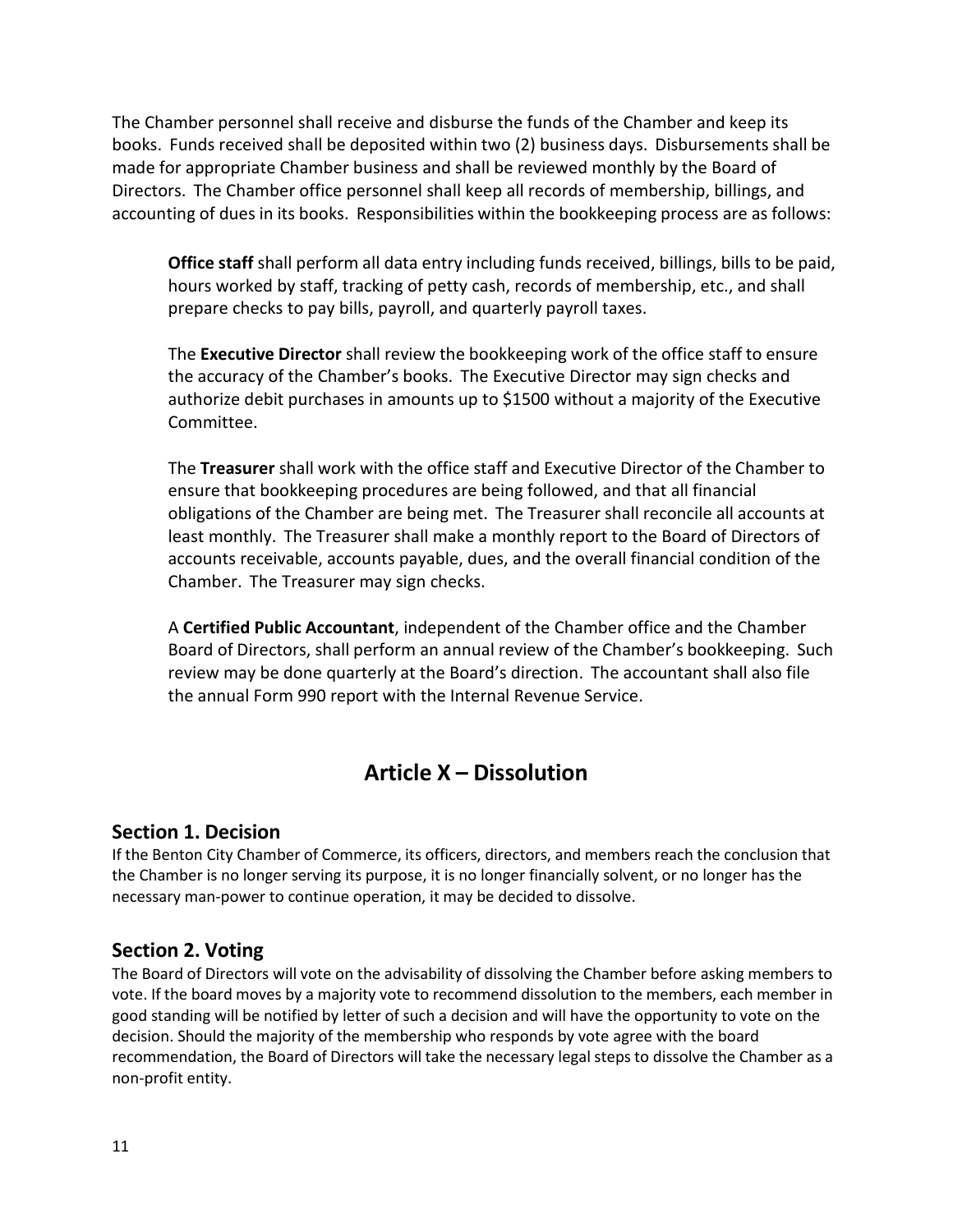The Chamber personnel shall receive and disburse the funds of the Chamber and keep its books. Funds received shall be deposited within two (2) business days. Disbursements shall be made for appropriate Chamber business and shall be reviewed monthly by the Board of Directors. The Chamber office personnel shall keep all records of membership, billings, and accounting of dues in its books. Responsibilities within the bookkeeping process are as follows:

**Office staff** shall perform all data entry including funds received, billings, bills to be paid, hours worked by staff, tracking of petty cash, records of membership, etc., and shall prepare checks to pay bills, payroll, and quarterly payroll taxes.

The **Executive Director** shall review the bookkeeping work of the office staff to ensure the accuracy of the Chamber's books. The Executive Director may sign checks and authorize debit purchases in amounts up to $1500 without a majority of the Executive Committee.

The **Treasurer** shall work with the office staff and Executive Director of the Chamber to ensure that bookkeeping procedures are being followed, and that all financial obligations of the Chamber are being met. The Treasurer shall reconcile all accounts at least monthly. The Treasurer shall make a monthly report to the Board of Directors of accounts receivable, accounts payable, dues, and the overall financial condition of the Chamber. The Treasurer may sign checks.

A **Certified Public Accountant**, independent of the Chamber office and the Chamber Board of Directors, shall perform an annual review of the Chamber's bookkeeping. Such review may be done quarterly at the Board's direction. The accountant shall also file the annual Form 990 report with the Internal Revenue Service.

# Article X – Dissolution

## Section 1. Decision

If the Benton City Chamber of Commerce, its officers, directors, and members reach the conclusion that the Chamber is no longer serving its purpose, it is no longer financially solvent, or no longer has the necessary man-power to continue operation, it may be decided to dissolve.

## Section 2. Voting

The Board of Directors will vote on the advisability of dissolving the Chamber before asking members to vote. If the board moves by a majority vote to recommend dissolution to the members, each member in good standing will be notified by letter of such a decision and will have the opportunity to vote on the decision. Should the majority of the membership who responds by vote agree with the board recommendation, the Board of Directors will take the necessary legal steps to dissolve the Chamber as a non-profit entity.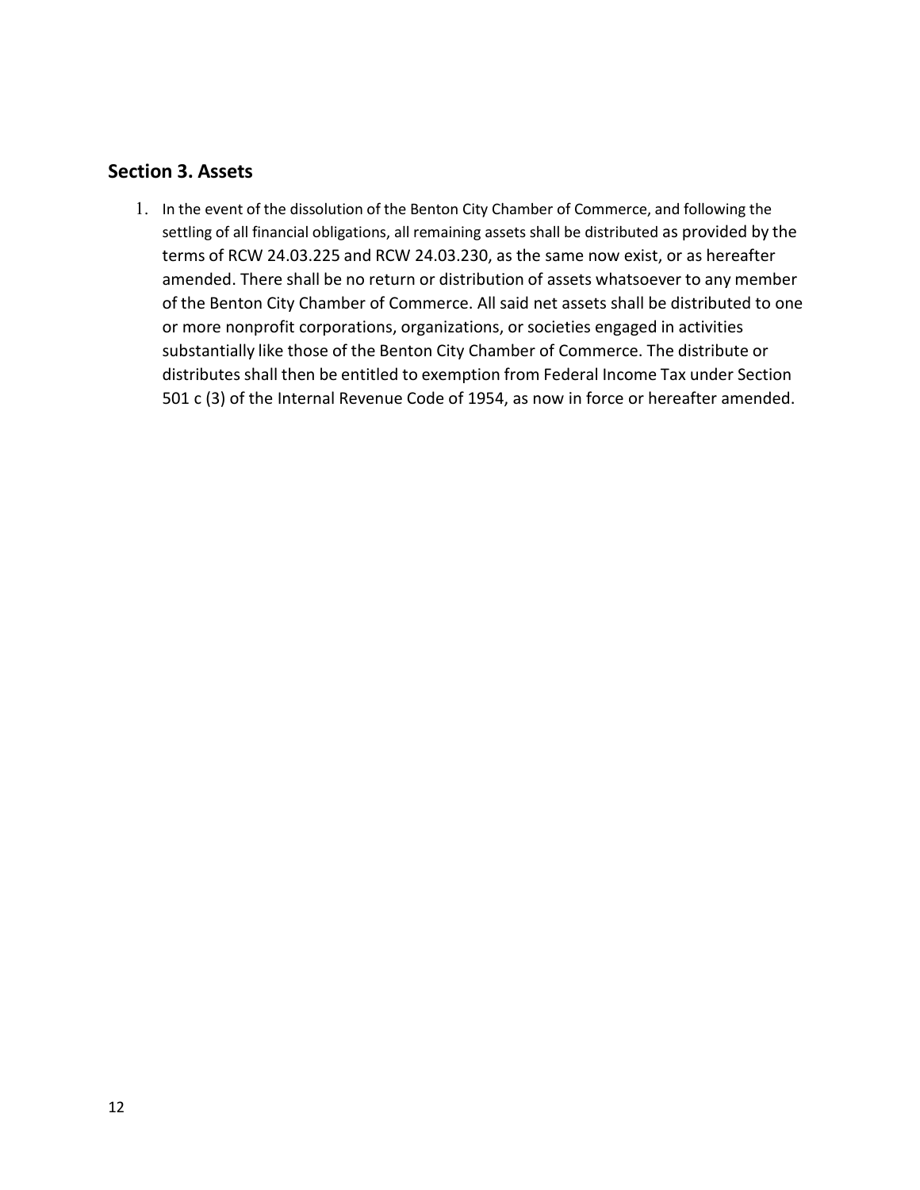## Section 3. Assets

1. In the event of the dissolution of the Benton City Chamber of Commerce, and following the settling of all financial obligations, all remaining assets shall be distributed as provided by the terms of RCW 24.03.225 and RCW 24.03.230, as the same now exist, or as hereafter amended. There shall be no return or distribution of assets whatsoever to any member of the Benton City Chamber of Commerce. All said net assets shall be distributed to one or more nonprofit corporations, organizations, or societies engaged in activities substantially like those of the Benton City Chamber of Commerce. The distribute or distributes shall then be entitled to exemption from Federal Income Tax under Section 501 c (3) of the Internal Revenue Code of 1954, as now in force or hereafter amended.